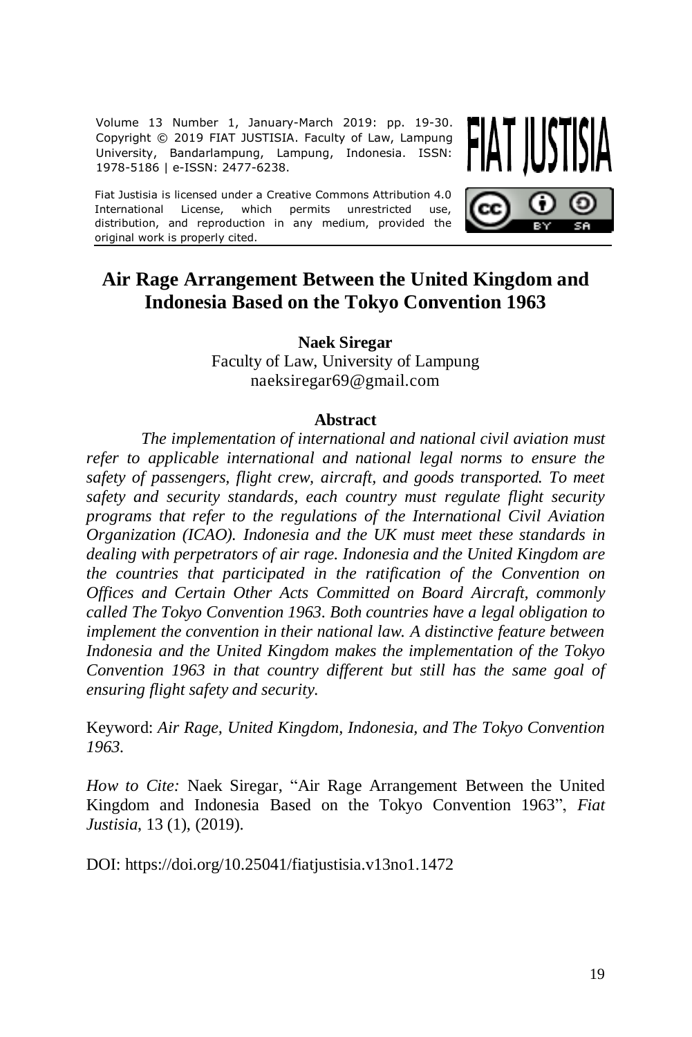Volume 13 Number 1, January-March 2019: pp. 19-30. Copyright © 2019 FIAT JUSTISIA. Faculty of Law, Lampung University, Bandarlampung, Lampung, Indonesia. ISSN: 1978-5186 | e-ISSN: 2477-6238.

Fiat Justisia is licensed under a Creative Commons Attribution 4.0 International License, which permits unrestricted use, distribution, and reproduction in any medium, provided the original work is properly cited.

# Air Rage Arrangement Between the United Kingdom and Indonesia Based on the Tokyo Convention 1963

**Naek Siregar**
Faculty of Law, University of Lampung
naeksiregar69@gmail.com

## Abstract

*The implementation of international and national civil aviation must refer to applicable international and national legal norms to ensure the safety of passengers, flight crew, aircraft, and goods transported. To meet safety and security standards, each country must regulate flight security programs that refer to the regulations of the International Civil Aviation Organization (ICAO). Indonesia and the UK must meet these standards in dealing with perpetrators of air rage. Indonesia and the United Kingdom are the countries that participated in the ratification of the Convention on Offices and Certain Other Acts Committed on Board Aircraft, commonly called The Tokyo Convention 1963. Both countries have a legal obligation to implement the convention in their national law. A distinctive feature between Indonesia and the United Kingdom makes the implementation of the Tokyo Convention 1963 in that country different but still has the same goal of ensuring flight safety and security.*

Keyword: *Air Rage, United Kingdom, Indonesia, and The Tokyo Convention 1963.*

*How to Cite:* Naek Siregar, "Air Rage Arrangement Between the United Kingdom and Indonesia Based on the Tokyo Convention 1963", *Fiat Justisia*, 13 (1), (2019).

DOI: https://doi.org/10.25041/fiatjustisia.v13no1.1472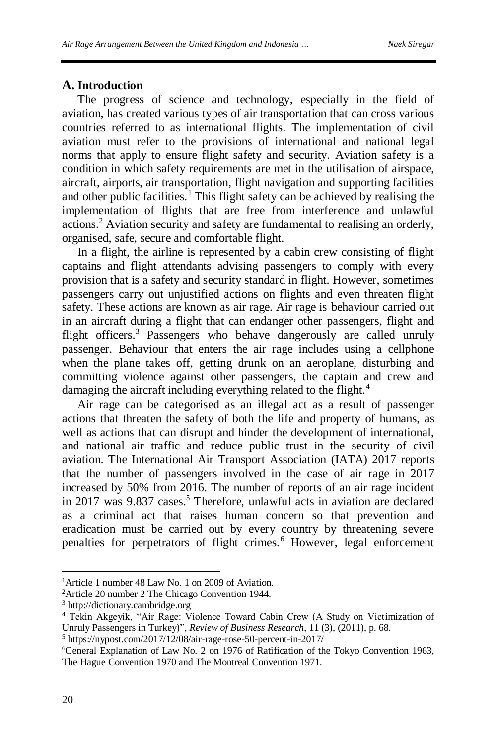## A. Introduction

The progress of science and technology, especially in the field of aviation, has created various types of air transportation that can cross various countries referred to as international flights. The implementation of civil aviation must refer to the provisions of international and national legal norms that apply to ensure flight safety and security. Aviation safety is a condition in which safety requirements are met in the utilisation of airspace, aircraft, airports, air transportation, flight navigation and supporting facilities and other public facilities.[1] This flight safety can be achieved by realising the implementation of flights that are free from interference and unlawful actions.[2] Aviation security and safety are fundamental to realising an orderly, organised, safe, secure and comfortable flight.

In a flight, the airline is represented by a cabin crew consisting of flight captains and flight attendants advising passengers to comply with every provision that is a safety and security standard in flight. However, sometimes passengers carry out unjustified actions on flights and even threaten flight safety. These actions are known as air rage. Air rage is behaviour carried out in an aircraft during a flight that can endanger other passengers, flight and flight officers.[3] Passengers who behave dangerously are called unruly passenger. Behaviour that enters the air rage includes using a cellphone when the plane takes off, getting drunk on an aeroplane, disturbing and committing violence against other passengers, the captain and crew and damaging the aircraft including everything related to the flight.[4]

Air rage can be categorised as an illegal act as a result of passenger actions that threaten the safety of both the life and property of humans, as well as actions that can disrupt and hinder the development of international, and national air traffic and reduce public trust in the security of civil aviation. The International Air Transport Association (IATA) 2017 reports that the number of passengers involved in the case of air rage in 2017 increased by 50% from 2016. The number of reports of an air rage incident in 2017 was 9.837 cases.[5] Therefore, unlawful acts in aviation are declared as a criminal act that raises human concern so that prevention and eradication must be carried out by every country by threatening severe penalties for perpetrators of flight crimes.[6] However, legal enforcement

---

[1] Article 1 number 48 Law No. 1 on 2009 of Aviation.

[2] Article 20 number 2 The Chicago Convention 1944.

[3] http://dictionary.cambridge.org

[4] Tekin Akgeyik, "Air Rage: Violence Toward Cabin Crew (A Study on Victimization of Unruly Passengers in Turkey)", *Review of Business Research*, 11 (3), (2011), p. 68.

[5] https://nypost.com/2017/12/08/air-rage-rose-50-percent-in-2017/

[6] General Explanation of Law No. 2 on 1976 of Ratification of the Tokyo Convention 1963, The Hague Convention 1970 and The Montreal Convention 1971.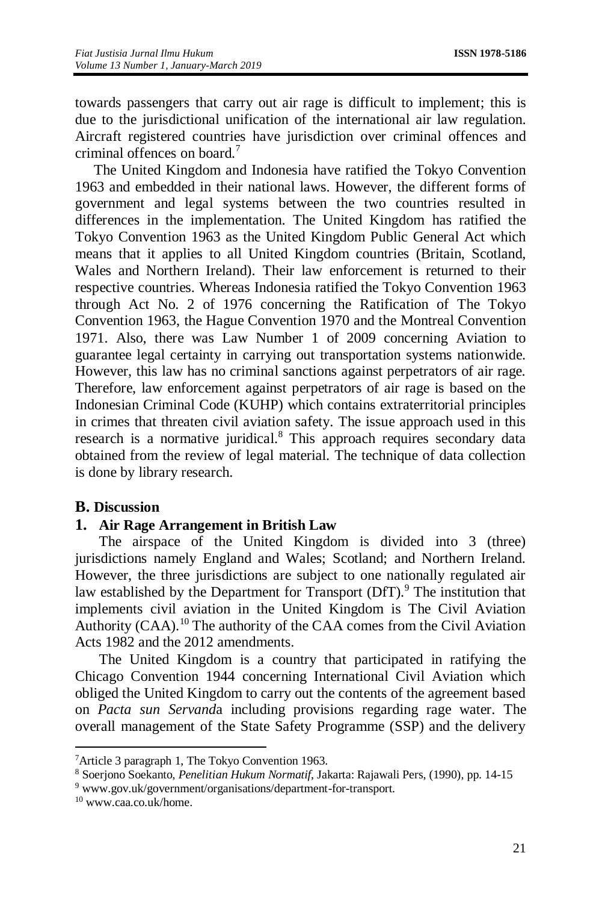towards passengers that carry out air rage is difficult to implement; this is due to the jurisdictional unification of the international air law regulation. Aircraft registered countries have jurisdiction over criminal offences and criminal offences on board.[7]

The United Kingdom and Indonesia have ratified the Tokyo Convention 1963 and embedded in their national laws. However, the different forms of government and legal systems between the two countries resulted in differences in the implementation. The United Kingdom has ratified the Tokyo Convention 1963 as the United Kingdom Public General Act which means that it applies to all United Kingdom countries (Britain, Scotland, Wales and Northern Ireland). Their law enforcement is returned to their respective countries. Whereas Indonesia ratified the Tokyo Convention 1963 through Act No. 2 of 1976 concerning the Ratification of The Tokyo Convention 1963, the Hague Convention 1970 and the Montreal Convention 1971. Also, there was Law Number 1 of 2009 concerning Aviation to guarantee legal certainty in carrying out transportation systems nationwide. However, this law has no criminal sanctions against perpetrators of air rage. Therefore, law enforcement against perpetrators of air rage is based on the Indonesian Criminal Code (KUHP) which contains extraterritorial principles in crimes that threaten civil aviation safety. The issue approach used in this research is a normative juridical.[8] This approach requires secondary data obtained from the review of legal material. The technique of data collection is done by library research.

## B. Discussion

### 1. Air Rage Arrangement in British Law

The airspace of the United Kingdom is divided into 3 (three) jurisdictions namely England and Wales; Scotland; and Northern Ireland. However, the three jurisdictions are subject to one nationally regulated air law established by the Department for Transport (DfT).[9] The institution that implements civil aviation in the United Kingdom is The Civil Aviation Authority (CAA).[10] The authority of the CAA comes from the Civil Aviation Acts 1982 and the 2012 amendments.

The United Kingdom is a country that participated in ratifying the Chicago Convention 1944 concerning International Civil Aviation which obliged the United Kingdom to carry out the contents of the agreement based on *Pacta sun Servand*a including provisions regarding rage water. The overall management of the State Safety Programme (SSP) and the delivery

---

[7] Article 3 paragraph 1, The Tokyo Convention 1963.

[8] Soerjono Soekanto, *Penelitian Hukum Normatif*, Jakarta: Rajawali Pers, (1990), pp. 14-15

[9] www.gov.uk/government/organisations/department-for-transport.

[10] www.caa.co.uk/home.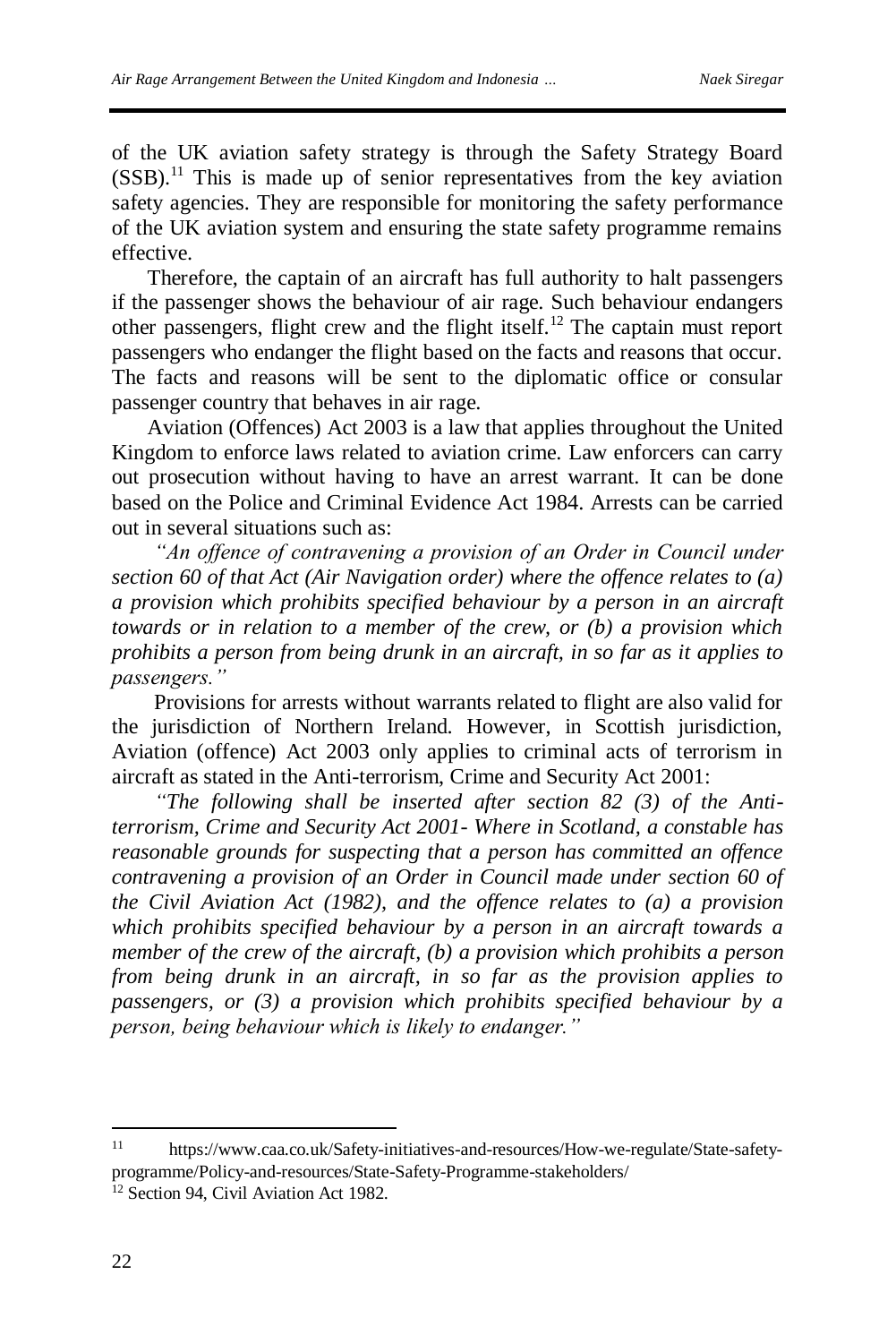of the UK aviation safety strategy is through the Safety Strategy Board (SSB).[11] This is made up of senior representatives from the key aviation safety agencies. They are responsible for monitoring the safety performance of the UK aviation system and ensuring the state safety programme remains effective.

Therefore, the captain of an aircraft has full authority to halt passengers if the passenger shows the behaviour of air rage. Such behaviour endangers other passengers, flight crew and the flight itself.[12] The captain must report passengers who endanger the flight based on the facts and reasons that occur. The facts and reasons will be sent to the diplomatic office or consular passenger country that behaves in air rage.

Aviation (Offences) Act 2003 is a law that applies throughout the United Kingdom to enforce laws related to aviation crime. Law enforcers can carry out prosecution without having to have an arrest warrant. It can be done based on the Police and Criminal Evidence Act 1984. Arrests can be carried out in several situations such as:

*"An offence of contravening a provision of an Order in Council under section 60 of that Act (Air Navigation order) where the offence relates to (a) a provision which prohibits specified behaviour by a person in an aircraft towards or in relation to a member of the crew, or (b) a provision which prohibits a person from being drunk in an aircraft, in so far as it applies to passengers."*

Provisions for arrests without warrants related to flight are also valid for the jurisdiction of Northern Ireland. However, in Scottish jurisdiction, Aviation (offence) Act 2003 only applies to criminal acts of terrorism in aircraft as stated in the Anti-terrorism, Crime and Security Act 2001:

*"The following shall be inserted after section 82 (3) of the Anti-terrorism, Crime and Security Act 2001- Where in Scotland, a constable has reasonable grounds for suspecting that a person has committed an offence contravening a provision of an Order in Council made under section 60 of the Civil Aviation Act (1982), and the offence relates to (a) a provision which prohibits specified behaviour by a person in an aircraft towards a member of the crew of the aircraft, (b) a provision which prohibits a person from being drunk in an aircraft, in so far as the provision applies to passengers, or (3) a provision which prohibits specified behaviour by a person, being behaviour which is likely to endanger."*

---

[11] https://www.caa.co.uk/Safety-initiatives-and-resources/How-we-regulate/State-safety-programme/Policy-and-resources/State-Safety-Programme-stakeholders/

[12] Section 94, Civil Aviation Act 1982.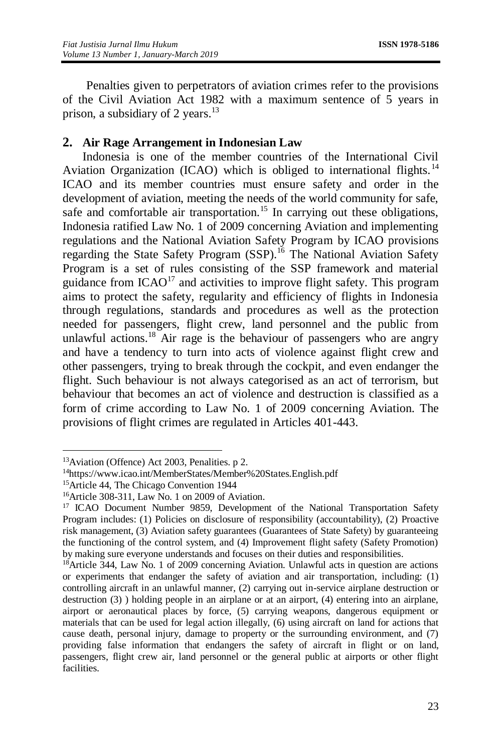Penalties given to perpetrators of aviation crimes refer to the provisions of the Civil Aviation Act 1982 with a maximum sentence of 5 years in prison, a subsidiary of 2 years.[13]

## 2. Air Rage Arrangement in Indonesian Law

Indonesia is one of the member countries of the International Civil Aviation Organization (ICAO) which is obliged to international flights.[14] ICAO and its member countries must ensure safety and order in the development of aviation, meeting the needs of the world community for safe, safe and comfortable air transportation.[15] In carrying out these obligations, Indonesia ratified Law No. 1 of 2009 concerning Aviation and implementing regulations and the National Aviation Safety Program by ICAO provisions regarding the State Safety Program (SSP).[16] The National Aviation Safety Program is a set of rules consisting of the SSP framework and material guidance from ICAO[17] and activities to improve flight safety. This program aims to protect the safety, regularity and efficiency of flights in Indonesia through regulations, standards and procedures as well as the protection needed for passengers, flight crew, land personnel and the public from unlawful actions.[18] Air rage is the behaviour of passengers who are angry and have a tendency to turn into acts of violence against flight crew and other passengers, trying to break through the cockpit, and even endanger the flight. Such behaviour is not always categorised as an act of terrorism, but behaviour that becomes an act of violence and destruction is classified as a form of crime according to Law No. 1 of 2009 concerning Aviation. The provisions of flight crimes are regulated in Articles 401-443.

---

[13] Aviation (Offence) Act 2003, Penalities. p 2.

[14] https://www.icao.int/MemberStates/Member%20States.English.pdf

[15] Article 44, The Chicago Convention 1944

[16] Article 308-311, Law No. 1 on 2009 of Aviation.

[17] ICAO Document Number 9859, Development of the National Transportation Safety Program includes: (1) Policies on disclosure of responsibility (accountability), (2) Proactive risk management, (3) Aviation safety guarantees (Guarantees of State Safety) by guaranteeing the functioning of the control system, and (4) Improvement flight safety (Safety Promotion) by making sure everyone understands and focuses on their duties and responsibilities.

[18] Article 344, Law No. 1 of 2009 concerning Aviation. Unlawful acts in question are actions or experiments that endanger the safety of aviation and air transportation, including: (1) controlling aircraft in an unlawful manner, (2) carrying out in-service airplane destruction or destruction (3) ) holding people in an airplane or at an airport, (4) entering into an airplane, airport or aeronautical places by force, (5) carrying weapons, dangerous equipment or materials that can be used for legal action illegally, (6) using aircraft on land for actions that cause death, personal injury, damage to property or the surrounding environment, and (7) providing false information that endangers the safety of aircraft in flight or on land, passengers, flight crew air, land personnel or the general public at airports or other flight facilities.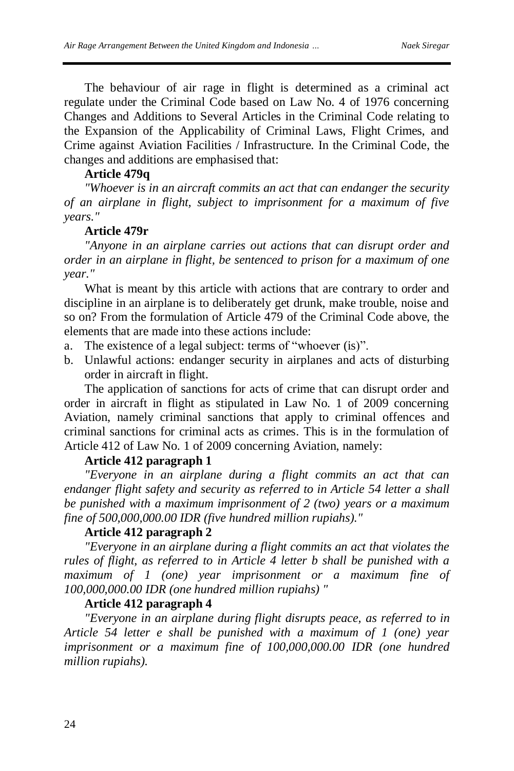The behaviour of air rage in flight is determined as a criminal act regulate under the Criminal Code based on Law No. 4 of 1976 concerning Changes and Additions to Several Articles in the Criminal Code relating to the Expansion of the Applicability of Criminal Laws, Flight Crimes, and Crime against Aviation Facilities / Infrastructure. In the Criminal Code, the changes and additions are emphasised that:

**Article 479q**

*"Whoever is in an aircraft commits an act that can endanger the security of an airplane in flight, subject to imprisonment for a maximum of five years."*

**Article 479r**

*"Anyone in an airplane carries out actions that can disrupt order and order in an airplane in flight, be sentenced to prison for a maximum of one year."*

What is meant by this article with actions that are contrary to order and discipline in an airplane is to deliberately get drunk, make trouble, noise and so on? From the formulation of Article 479 of the Criminal Code above, the elements that are made into these actions include:

a. The existence of a legal subject: terms of "whoever (is)".
b. Unlawful actions: endanger security in airplanes and acts of disturbing order in aircraft in flight.

The application of sanctions for acts of crime that can disrupt order and order in aircraft in flight as stipulated in Law No. 1 of 2009 concerning Aviation, namely criminal sanctions that apply to criminal offences and criminal sanctions for criminal acts as crimes. This is in the formulation of Article 412 of Law No. 1 of 2009 concerning Aviation, namely:

**Article 412 paragraph 1**

*"Everyone in an airplane during a flight commits an act that can endanger flight safety and security as referred to in Article 54 letter a shall be punished with a maximum imprisonment of 2 (two) years or a maximum fine of 500,000,000.00 IDR (five hundred million rupiahs)."*

**Article 412 paragraph 2**

*"Everyone in an airplane during a flight commits an act that violates the rules of flight, as referred to in Article 4 letter b shall be punished with a maximum of 1 (one) year imprisonment or a maximum fine of 100,000,000.00 IDR (one hundred million rupiahs) "*

**Article 412 paragraph 4**

*"Everyone in an airplane during flight disrupts peace, as referred to in Article 54 letter e shall be punished with a maximum of 1 (one) year imprisonment or a maximum fine of 100,000,000.00 IDR (one hundred million rupiahs).*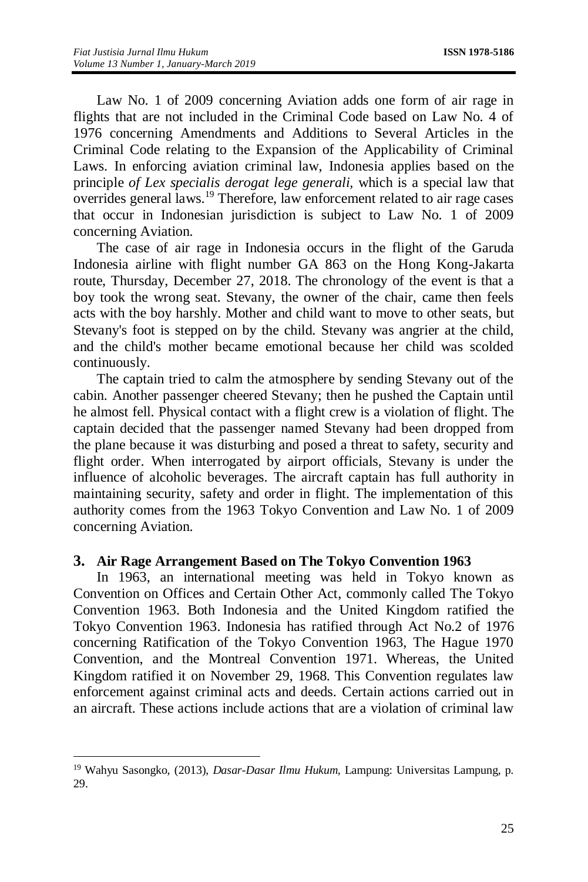Law No. 1 of 2009 concerning Aviation adds one form of air rage in flights that are not included in the Criminal Code based on Law No. 4 of 1976 concerning Amendments and Additions to Several Articles in the Criminal Code relating to the Expansion of the Applicability of Criminal Laws. In enforcing aviation criminal law, Indonesia applies based on the principle *of Lex specialis derogat lege generali*, which is a special law that overrides general laws.[19] Therefore, law enforcement related to air rage cases that occur in Indonesian jurisdiction is subject to Law No. 1 of 2009 concerning Aviation.

The case of air rage in Indonesia occurs in the flight of the Garuda Indonesia airline with flight number GA 863 on the Hong Kong-Jakarta route, Thursday, December 27, 2018. The chronology of the event is that a boy took the wrong seat. Stevany, the owner of the chair, came then feels acts with the boy harshly. Mother and child want to move to other seats, but Stevany's foot is stepped on by the child. Stevany was angrier at the child, and the child's mother became emotional because her child was scolded continuously.

The captain tried to calm the atmosphere by sending Stevany out of the cabin. Another passenger cheered Stevany; then he pushed the Captain until he almost fell. Physical contact with a flight crew is a violation of flight. The captain decided that the passenger named Stevany had been dropped from the plane because it was disturbing and posed a threat to safety, security and flight order. When interrogated by airport officials, Stevany is under the influence of alcoholic beverages. The aircraft captain has full authority in maintaining security, safety and order in flight. The implementation of this authority comes from the 1963 Tokyo Convention and Law No. 1 of 2009 concerning Aviation.

### 3. Air Rage Arrangement Based on The Tokyo Convention 1963

In 1963, an international meeting was held in Tokyo known as Convention on Offices and Certain Other Act, commonly called The Tokyo Convention 1963. Both Indonesia and the United Kingdom ratified the Tokyo Convention 1963. Indonesia has ratified through Act No.2 of 1976 concerning Ratification of the Tokyo Convention 1963, The Hague 1970 Convention, and the Montreal Convention 1971. Whereas, the United Kingdom ratified it on November 29, 1968. This Convention regulates law enforcement against criminal acts and deeds. Certain actions carried out in an aircraft. These actions include actions that are a violation of criminal law

---

[19] Wahyu Sasongko, (2013), *Dasar-Dasar Ilmu Hukum*, Lampung: Universitas Lampung, p. 29.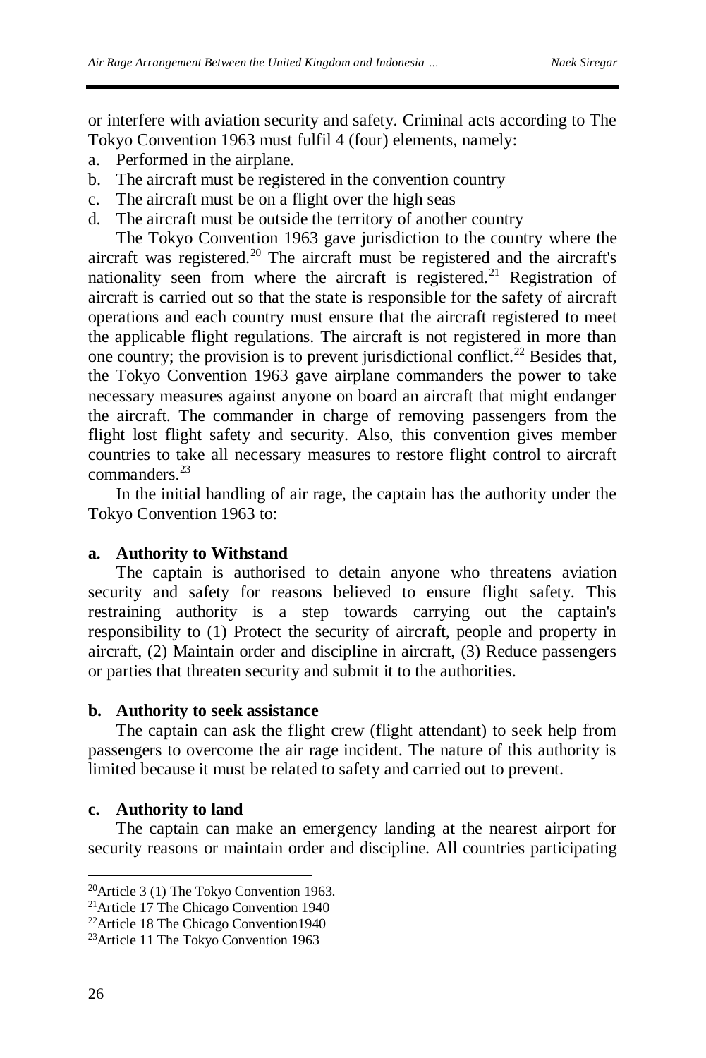or interfere with aviation security and safety. Criminal acts according to The Tokyo Convention 1963 must fulfil 4 (four) elements, namely:

a. Performed in the airplane.
b. The aircraft must be registered in the convention country
c. The aircraft must be on a flight over the high seas
d. The aircraft must be outside the territory of another country

The Tokyo Convention 1963 gave jurisdiction to the country where the aircraft was registered.[20] The aircraft must be registered and the aircraft's nationality seen from where the aircraft is registered.[21] Registration of aircraft is carried out so that the state is responsible for the safety of aircraft operations and each country must ensure that the aircraft registered to meet the applicable flight regulations. The aircraft is not registered in more than one country; the provision is to prevent jurisdictional conflict.[22] Besides that, the Tokyo Convention 1963 gave airplane commanders the power to take necessary measures against anyone on board an aircraft that might endanger the aircraft. The commander in charge of removing passengers from the flight lost flight safety and security. Also, this convention gives member countries to take all necessary measures to restore flight control to aircraft commanders.[23]

In the initial handling of air rage, the captain has the authority under the Tokyo Convention 1963 to:

**a. Authority to Withstand**

The captain is authorised to detain anyone who threatens aviation security and safety for reasons believed to ensure flight safety. This restraining authority is a step towards carrying out the captain's responsibility to (1) Protect the security of aircraft, people and property in aircraft, (2) Maintain order and discipline in aircraft, (3) Reduce passengers or parties that threaten security and submit it to the authorities.

**b. Authority to seek assistance**

The captain can ask the flight crew (flight attendant) to seek help from passengers to overcome the air rage incident. The nature of this authority is limited because it must be related to safety and carried out to prevent.

**c. Authority to land**

The captain can make an emergency landing at the nearest airport for security reasons or maintain order and discipline. All countries participating

---

[20] Article 3 (1) The Tokyo Convention 1963.
[21] Article 17 The Chicago Convention 1940
[22] Article 18 The Chicago Convention1940
[23] Article 11 The Tokyo Convention 1963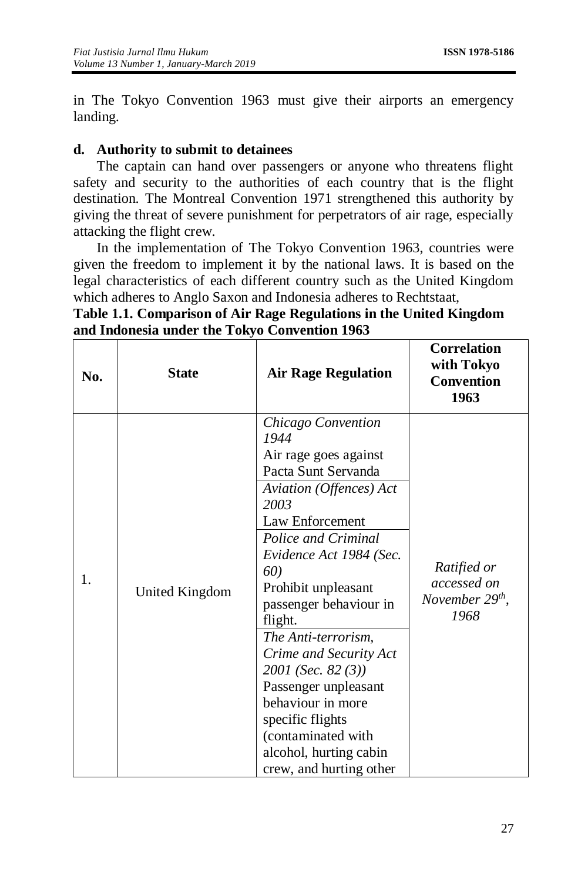in The Tokyo Convention 1963 must give their airports an emergency landing.

**d. Authority to submit to detainees**

The captain can hand over passengers or anyone who threatens flight safety and security to the authorities of each country that is the flight destination. The Montreal Convention 1971 strengthened this authority by giving the threat of severe punishment for perpetrators of air rage, especially attacking the flight crew.

In the implementation of The Tokyo Convention 1963, countries were given the freedom to implement it by the national laws. It is based on the legal characteristics of each different country such as the United Kingdom which adheres to Anglo Saxon and Indonesia adheres to Rechtstaat,

**Table 1.1. Comparison of Air Rage Regulations in the United Kingdom and Indonesia under the Tokyo Convention 1963**

| No. | State | Air Rage Regulation | Correlation with Tokyo Convention 1963 |
|---|---|---|---|
| 1. | United Kingdom | *Chicago Convention 1944* Air rage goes against Pacta Sunt Servanda | *Ratified or accessed on November 29th, 1968* |
| | | *Aviation (Offences) Act 2003* Law Enforcement | |
| | | *Police and Criminal Evidence Act 1984 (Sec. 60)* Prohibit unpleasant passenger behaviour in flight. | |
| | | *The Anti-terrorism, Crime and Security Act 2001 (Sec. 82 (3))* Passenger unpleasant behaviour in more specific flights (contaminated with alcohol, hurting cabin crew, and hurting other | |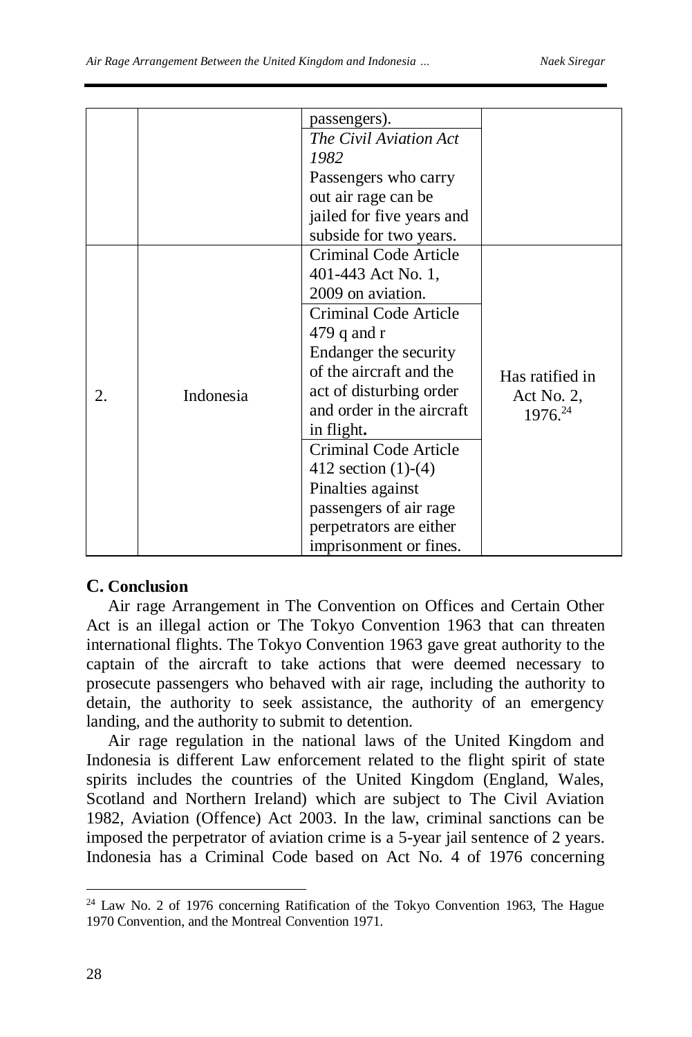| | | | |
|---|---|---|---|
| | | passengers).<br>*The Civil Aviation Act 1982*<br>Passengers who carry out air rage can be jailed for five years and subside for two years. | |
| 2. | Indonesia | Criminal Code Article 401-443 Act No. 1, 2009 on aviation.<br>Criminal Code Article 479 q and r<br>Endanger the security of the aircraft and the act of disturbing order and order in the aircraft in flight**.**<br>Criminal Code Article 412 section (1)-(4)<br>Pinalties against passengers of air rage perpetrators are either imprisonment or fines. | Has ratified in Act No. 2, 1976.[24] |

## C. Conclusion

Air rage Arrangement in The Convention on Offices and Certain Other Act is an illegal action or The Tokyo Convention 1963 that can threaten international flights. The Tokyo Convention 1963 gave great authority to the captain of the aircraft to take actions that were deemed necessary to prosecute passengers who behaved with air rage, including the authority to detain, the authority to seek assistance, the authority of an emergency landing, and the authority to submit to detention.

Air rage regulation in the national laws of the United Kingdom and Indonesia is different Law enforcement related to the flight spirit of state spirits includes the countries of the United Kingdom (England, Wales, Scotland and Northern Ireland) which are subject to The Civil Aviation 1982, Aviation (Offence) Act 2003. In the law, criminal sanctions can be imposed the perpetrator of aviation crime is a 5-year jail sentence of 2 years. Indonesia has a Criminal Code based on Act No. 4 of 1976 concerning

---

[24] Law No. 2 of 1976 concerning Ratification of the Tokyo Convention 1963, The Hague 1970 Convention, and the Montreal Convention 1971.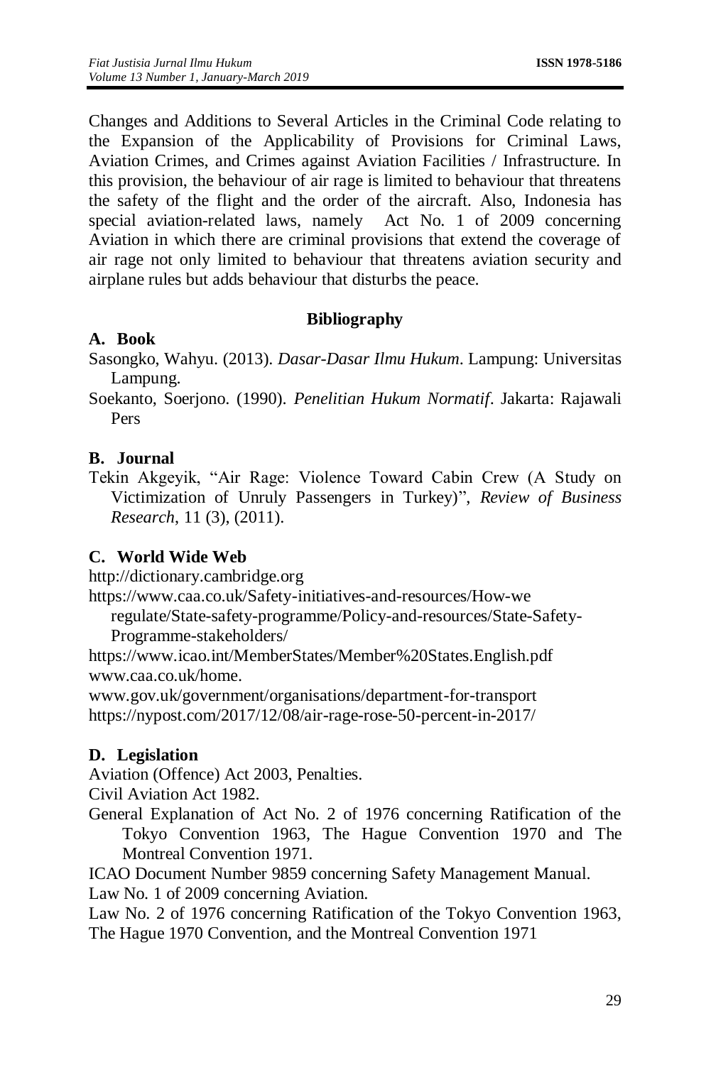Changes and Additions to Several Articles in the Criminal Code relating to the Expansion of the Applicability of Provisions for Criminal Laws, Aviation Crimes, and Crimes against Aviation Facilities / Infrastructure. In this provision, the behaviour of air rage is limited to behaviour that threatens the safety of the flight and the order of the aircraft. Also, Indonesia has special aviation-related laws, namely Act No. 1 of 2009 concerning Aviation in which there are criminal provisions that extend the coverage of air rage not only limited to behaviour that threatens aviation security and airplane rules but adds behaviour that disturbs the peace.

## Bibliography

### A. Book

Sasongko, Wahyu. (2013). *Dasar-Dasar Ilmu Hukum*. Lampung: Universitas Lampung.

Soekanto, Soerjono. (1990). *Penelitian Hukum Normatif*. Jakarta: Rajawali Pers

### B. Journal

Tekin Akgeyik, "Air Rage: Violence Toward Cabin Crew (A Study on Victimization of Unruly Passengers in Turkey)", *Review of Business Research*, 11 (3), (2011).

### C. World Wide Web

http://dictionary.cambridge.org

https://www.caa.co.uk/Safety-initiatives-and-resources/How-we regulate/State-safety-programme/Policy-and-resources/State-Safety-Programme-stakeholders/

https://www.icao.int/MemberStates/Member%20States.English.pdf

www.caa.co.uk/home.

www.gov.uk/government/organisations/department-for-transport

https://nypost.com/2017/12/08/air-rage-rose-50-percent-in-2017/

### D. Legislation

Aviation (Offence) Act 2003, Penalties.

Civil Aviation Act 1982.

General Explanation of Act No. 2 of 1976 concerning Ratification of the Tokyo Convention 1963, The Hague Convention 1970 and The Montreal Convention 1971.

ICAO Document Number 9859 concerning Safety Management Manual.

Law No. 1 of 2009 concerning Aviation.

Law No. 2 of 1976 concerning Ratification of the Tokyo Convention 1963, The Hague 1970 Convention, and the Montreal Convention 1971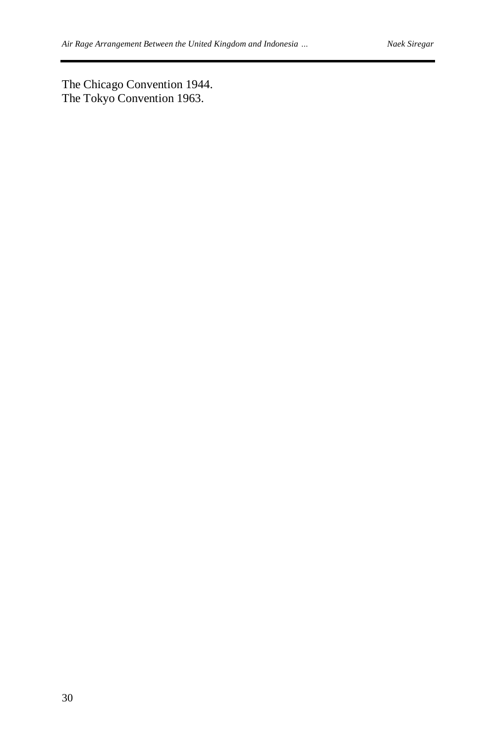The Chicago Convention 1944.
The Tokyo Convention 1963.